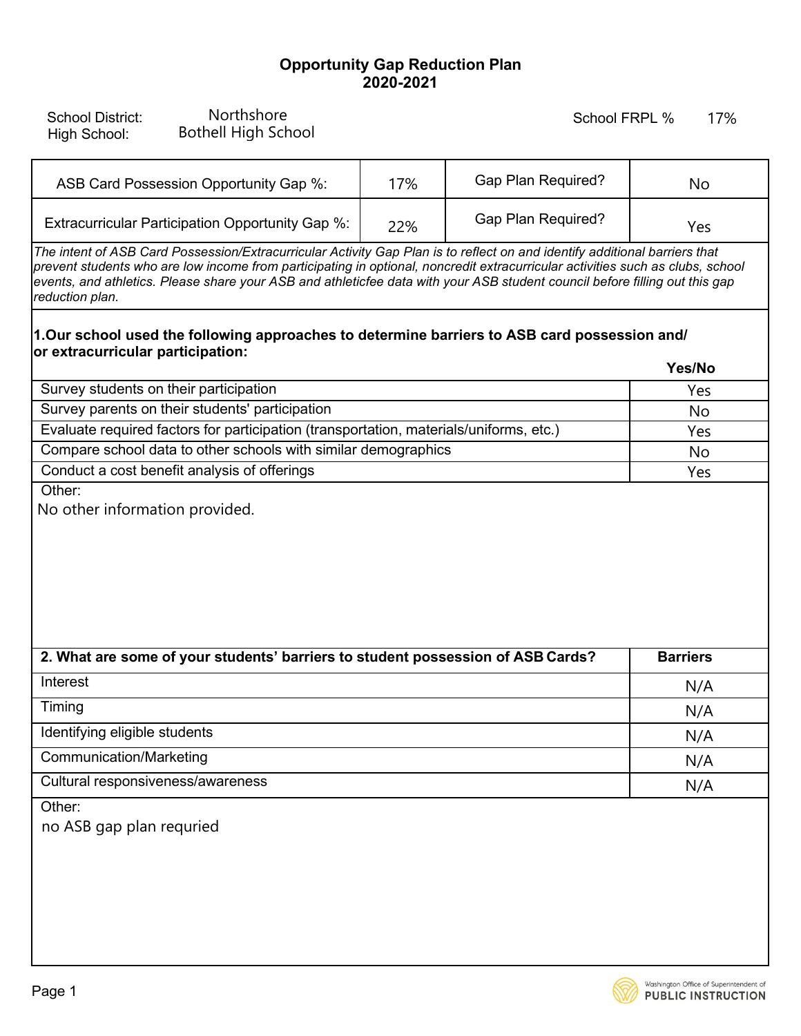# Opportunity Gap Reduction Plan
## 2020-2021

School District: Northshore
High School: Bothell High School

School FRPL % 17%

| | | | |
|---|---|---|---|
| ASB Card Possession Opportunity Gap %: | 17% | Gap Plan Required? | No |
| Extracurricular Participation Opportunity Gap %: | 22% | Gap Plan Required? | Yes |

*The intent of ASB Card Possession/Extracurricular Activity Gap Plan is to reflect on and identify additional barriers that prevent students who are low income from participating in optional, noncredit extracurricular activities such as clubs, school events, and athletics. Please share your ASB and athleticfee data with your ASB student council before filling out this gap reduction plan.*

**1.Our school used the following approaches to determine barriers to ASB card possession and/ or extracurricular participation:**

| | Yes/No |
|---|---|
| Survey students on their participation | Yes |
| Survey parents on their students' participation | No |
| Evaluate required factors for participation (transportation, materials/uniforms, etc.) | Yes |
| Compare school data to other schools with similar demographics | No |
| Conduct a cost benefit analysis of offerings | Yes |

Other:
No other information provided.

| 2. What are some of your students' barriers to student possession of ASB Cards? | Barriers |
|---|---|
| Interest | N/A |
| Timing | N/A |
| Identifying eligible students | N/A |
| Communication/Marketing | N/A |
| Cultural responsiveness/awareness | N/A |

Other:
no ASB gap plan requried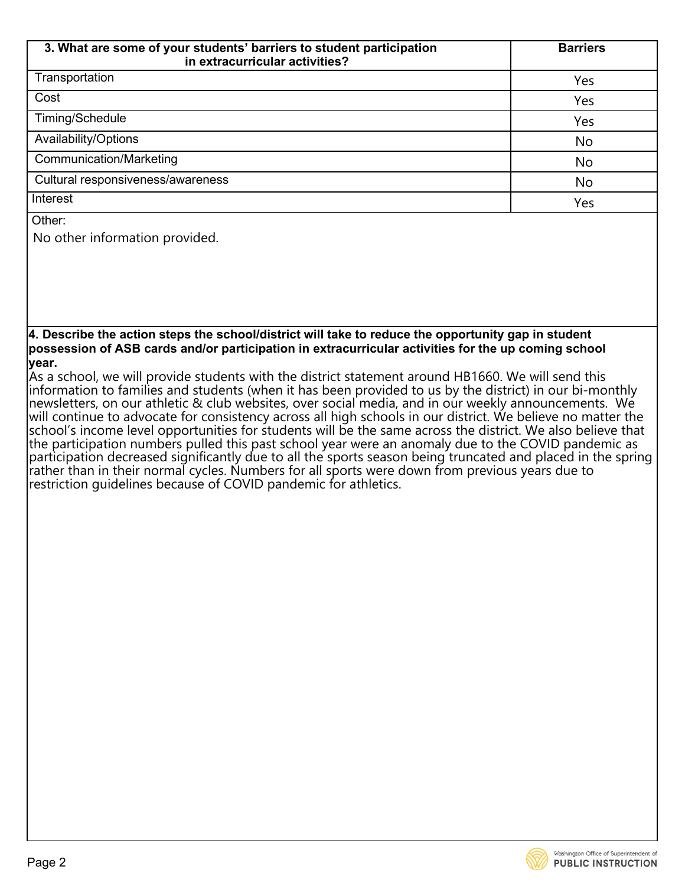| 3. What are some of your students' barriers to student participation in extracurricular activities? | Barriers |
|---|---|
| Transportation | Yes |
| Cost | Yes |
| Timing/Schedule | Yes |
| Availability/Options | No |
| Communication/Marketing | No |
| Cultural responsiveness/awareness | No |
| Interest | Yes |

Other:

No other information provided.

**4. Describe the action steps the school/district will take to reduce the opportunity gap in student possession of ASB cards and/or participation in extracurricular activities for the up coming school year.**

As a school, we will provide students with the district statement around HB1660. We will send this information to families and students (when it has been provided to us by the district) in our bi-monthly newsletters, on our athletic & club websites, over social media, and in our weekly announcements. We will continue to advocate for consistency across all high schools in our district. We believe no matter the school's income level opportunities for students will be the same across the district. We also believe that the participation numbers pulled this past school year were an anomaly due to the COVID pandemic as participation decreased significantly due to all the sports season being truncated and placed in the spring rather than in their normal cycles. Numbers for all sports were down from previous years due to restriction guidelines because of COVID pandemic for athletics.